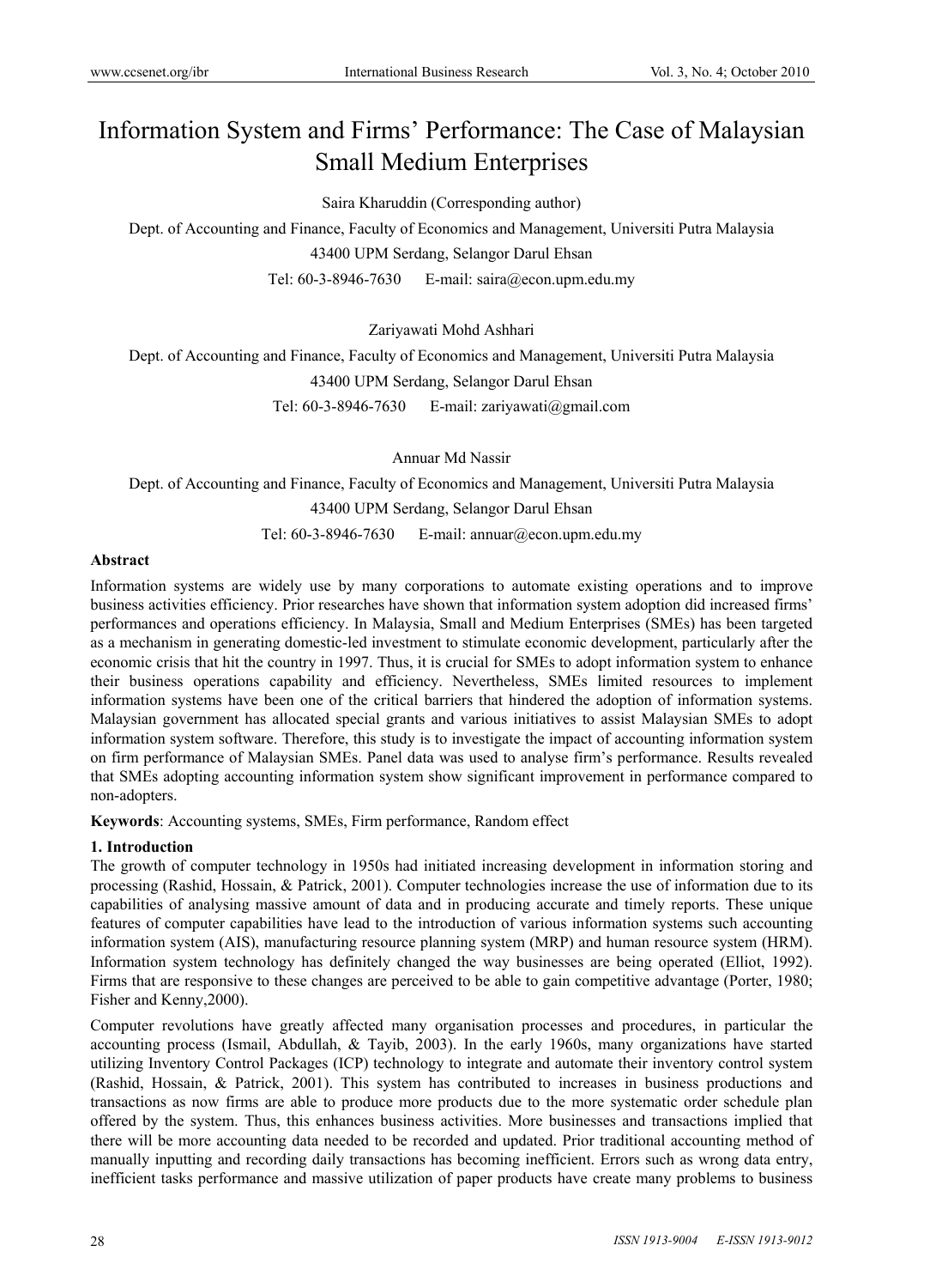# Information System and Firms' Performance: The Case of Malaysian Small Medium Enterprises

Saira Kharuddin (Corresponding author)

Dept. of Accounting and Finance, Faculty of Economics and Management, Universiti Putra Malaysia

43400 UPM Serdang, Selangor Darul Ehsan

Tel: 60-3-8946-7630 E-mail: saira@econ.upm.edu.my

Zariyawati Mohd Ashhari

Dept. of Accounting and Finance, Faculty of Economics and Management, Universiti Putra Malaysia

43400 UPM Serdang, Selangor Darul Ehsan

Tel: 60-3-8946-7630 E-mail: zariyawati@gmail.com

Annuar Md Nassir

Dept. of Accounting and Finance, Faculty of Economics and Management, Universiti Putra Malaysia

43400 UPM Serdang, Selangor Darul Ehsan

Tel: 60-3-8946-7630 E-mail: annuar@econ.upm.edu.my

**Abstract**

Information systems are widely use by many corporations to automate existing operations and to improve business activities efficiency. Prior researches have shown that information system adoption did increased firms' performances and operations efficiency. In Malaysia, Small and Medium Enterprises (SMEs) has been targeted as a mechanism in generating domestic-led investment to stimulate economic development, particularly after the economic crisis that hit the country in 1997. Thus, it is crucial for SMEs to adopt information system to enhance their business operations capability and efficiency. Nevertheless, SMEs limited resources to implement information systems have been one of the critical barriers that hindered the adoption of information systems. Malaysian government has allocated special grants and various initiatives to assist Malaysian SMEs to adopt information system software. Therefore, this study is to investigate the impact of accounting information system on firm performance of Malaysian SMEs. Panel data was used to analyse firm's performance. Results revealed that SMEs adopting accounting information system show significant improvement in performance compared to non-adopters.

**Keywords**: Accounting systems, SMEs, Firm performance, Random effect

## 1. Introduction

The growth of computer technology in 1950s had initiated increasing development in information storing and processing (Rashid, Hossain, & Patrick, 2001). Computer technologies increase the use of information due to its capabilities of analysing massive amount of data and in producing accurate and timely reports. These unique features of computer capabilities have lead to the introduction of various information systems such accounting information system (AIS), manufacturing resource planning system (MRP) and human resource system (HRM). Information system technology has definitely changed the way businesses are being operated (Elliot, 1992). Firms that are responsive to these changes are perceived to be able to gain competitive advantage (Porter, 1980; Fisher and Kenny,2000).

Computer revolutions have greatly affected many organisation processes and procedures, in particular the accounting process (Ismail, Abdullah, & Tayib, 2003). In the early 1960s, many organizations have started utilizing Inventory Control Packages (ICP) technology to integrate and automate their inventory control system (Rashid, Hossain, & Patrick, 2001). This system has contributed to increases in business productions and transactions as now firms are able to produce more products due to the more systematic order schedule plan offered by the system. Thus, this enhances business activities. More businesses and transactions implied that there will be more accounting data needed to be recorded and updated. Prior traditional accounting method of manually inputting and recording daily transactions has becoming inefficient. Errors such as wrong data entry, inefficient tasks performance and massive utilization of paper products have create many problems to business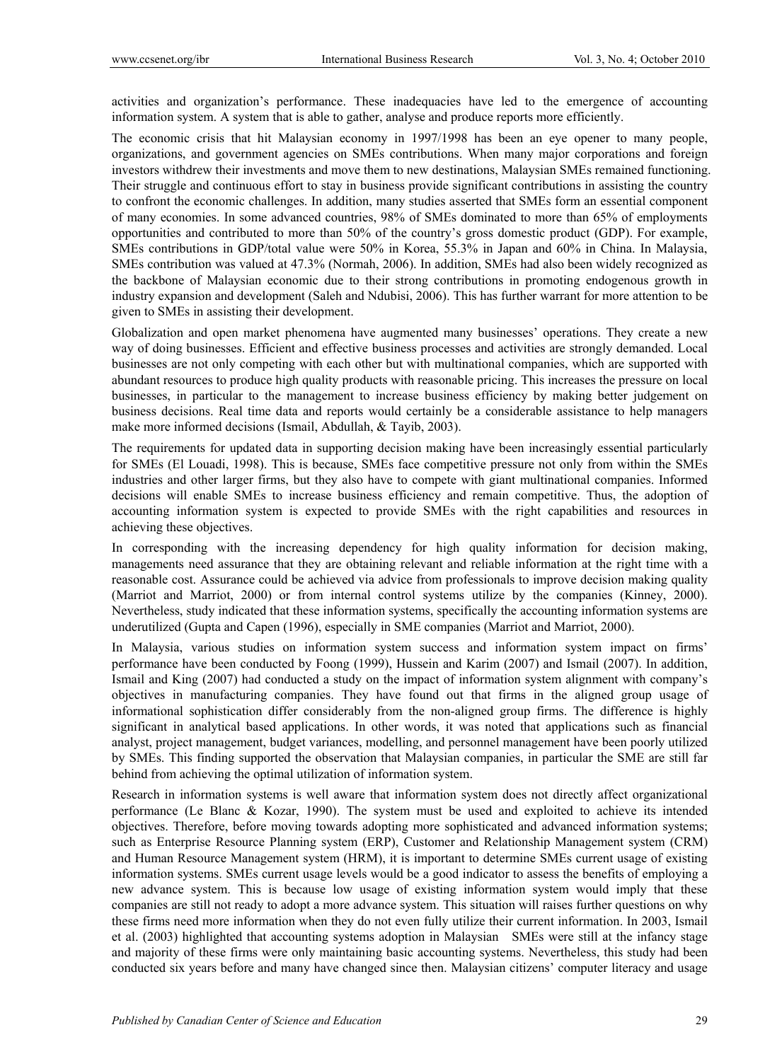activities and organization's performance. These inadequacies have led to the emergence of accounting information system. A system that is able to gather, analyse and produce reports more efficiently.

The economic crisis that hit Malaysian economy in 1997/1998 has been an eye opener to many people, organizations, and government agencies on SMEs contributions. When many major corporations and foreign investors withdrew their investments and move them to new destinations, Malaysian SMEs remained functioning. Their struggle and continuous effort to stay in business provide significant contributions in assisting the country to confront the economic challenges. In addition, many studies asserted that SMEs form an essential component of many economies. In some advanced countries, 98% of SMEs dominated to more than 65% of employments opportunities and contributed to more than 50% of the country's gross domestic product (GDP). For example, SMEs contributions in GDP/total value were 50% in Korea, 55.3% in Japan and 60% in China. In Malaysia, SMEs contribution was valued at 47.3% (Normah, 2006). In addition, SMEs had also been widely recognized as the backbone of Malaysian economic due to their strong contributions in promoting endogenous growth in industry expansion and development (Saleh and Ndubisi, 2006). This has further warrant for more attention to be given to SMEs in assisting their development.

Globalization and open market phenomena have augmented many businesses' operations. They create a new way of doing businesses. Efficient and effective business processes and activities are strongly demanded. Local businesses are not only competing with each other but with multinational companies, which are supported with abundant resources to produce high quality products with reasonable pricing. This increases the pressure on local businesses, in particular to the management to increase business efficiency by making better judgement on business decisions. Real time data and reports would certainly be a considerable assistance to help managers make more informed decisions (Ismail, Abdullah, & Tayib, 2003).

The requirements for updated data in supporting decision making have been increasingly essential particularly for SMEs (El Louadi, 1998). This is because, SMEs face competitive pressure not only from within the SMEs industries and other larger firms, but they also have to compete with giant multinational companies. Informed decisions will enable SMEs to increase business efficiency and remain competitive. Thus, the adoption of accounting information system is expected to provide SMEs with the right capabilities and resources in achieving these objectives.

In corresponding with the increasing dependency for high quality information for decision making, managements need assurance that they are obtaining relevant and reliable information at the right time with a reasonable cost. Assurance could be achieved via advice from professionals to improve decision making quality (Marriot and Marriot, 2000) or from internal control systems utilize by the companies (Kinney, 2000). Nevertheless, study indicated that these information systems, specifically the accounting information systems are underutilized (Gupta and Capen (1996), especially in SME companies (Marriot and Marriot, 2000).

In Malaysia, various studies on information system success and information system impact on firms' performance have been conducted by Foong (1999), Hussein and Karim (2007) and Ismail (2007). In addition, Ismail and King (2007) had conducted a study on the impact of information system alignment with company's objectives in manufacturing companies. They have found out that firms in the aligned group usage of informational sophistication differ considerably from the non-aligned group firms. The difference is highly significant in analytical based applications. In other words, it was noted that applications such as financial analyst, project management, budget variances, modelling, and personnel management have been poorly utilized by SMEs. This finding supported the observation that Malaysian companies, in particular the SME are still far behind from achieving the optimal utilization of information system.

Research in information systems is well aware that information system does not directly affect organizational performance (Le Blanc & Kozar, 1990). The system must be used and exploited to achieve its intended objectives. Therefore, before moving towards adopting more sophisticated and advanced information systems; such as Enterprise Resource Planning system (ERP), Customer and Relationship Management system (CRM) and Human Resource Management system (HRM), it is important to determine SMEs current usage of existing information systems. SMEs current usage levels would be a good indicator to assess the benefits of employing a new advance system. This is because low usage of existing information system would imply that these companies are still not ready to adopt a more advance system. This situation will raises further questions on why these firms need more information when they do not even fully utilize their current information. In 2003, Ismail et al. (2003) highlighted that accounting systems adoption in Malaysian SMEs were still at the infancy stage and majority of these firms were only maintaining basic accounting systems. Nevertheless, this study had been conducted six years before and many have changed since then. Malaysian citizens' computer literacy and usage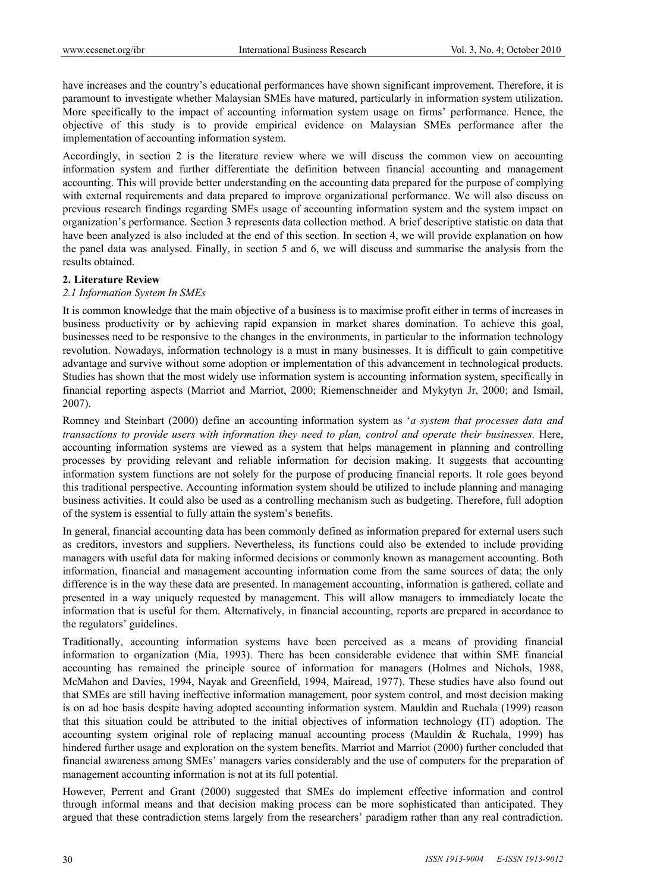have increases and the country's educational performances have shown significant improvement. Therefore, it is paramount to investigate whether Malaysian SMEs have matured, particularly in information system utilization. More specifically to the impact of accounting information system usage on firms' performance. Hence, the objective of this study is to provide empirical evidence on Malaysian SMEs performance after the implementation of accounting information system.

Accordingly, in section 2 is the literature review where we will discuss the common view on accounting information system and further differentiate the definition between financial accounting and management accounting. This will provide better understanding on the accounting data prepared for the purpose of complying with external requirements and data prepared to improve organizational performance. We will also discuss on previous research findings regarding SMEs usage of accounting information system and the system impact on organization's performance. Section 3 represents data collection method. A brief descriptive statistic on data that have been analyzed is also included at the end of this section. In section 4, we will provide explanation on how the panel data was analysed. Finally, in section 5 and 6, we will discuss and summarise the analysis from the results obtained.

## 2. Literature Review

### *2.1 Information System In SMEs*

It is common knowledge that the main objective of a business is to maximise profit either in terms of increases in business productivity or by achieving rapid expansion in market shares domination. To achieve this goal, businesses need to be responsive to the changes in the environments, in particular to the information technology revolution. Nowadays, information technology is a must in many businesses. It is difficult to gain competitive advantage and survive without some adoption or implementation of this advancement in technological products. Studies has shown that the most widely use information system is accounting information system, specifically in financial reporting aspects (Marriot and Marriot, 2000; Riemenschneider and Mykytyn Jr, 2000; and Ismail, 2007).

Romney and Steinbart (2000) define an accounting information system as '*a system that processes data and transactions to provide users with information they need to plan, control and operate their businesses.* Here, accounting information systems are viewed as a system that helps management in planning and controlling processes by providing relevant and reliable information for decision making. It suggests that accounting information system functions are not solely for the purpose of producing financial reports. It role goes beyond this traditional perspective. Accounting information system should be utilized to include planning and managing business activities. It could also be used as a controlling mechanism such as budgeting. Therefore, full adoption of the system is essential to fully attain the system's benefits.

In general, financial accounting data has been commonly defined as information prepared for external users such as creditors, investors and suppliers. Nevertheless, its functions could also be extended to include providing managers with useful data for making informed decisions or commonly known as management accounting. Both information, financial and management accounting information come from the same sources of data; the only difference is in the way these data are presented. In management accounting, information is gathered, collate and presented in a way uniquely requested by management. This will allow managers to immediately locate the information that is useful for them. Alternatively, in financial accounting, reports are prepared in accordance to the regulators' guidelines.

Traditionally, accounting information systems have been perceived as a means of providing financial information to organization (Mia, 1993). There has been considerable evidence that within SME financial accounting has remained the principle source of information for managers (Holmes and Nichols, 1988, McMahon and Davies, 1994, Nayak and Greenfield, 1994, Mairead, 1977). These studies have also found out that SMEs are still having ineffective information management, poor system control, and most decision making is on ad hoc basis despite having adopted accounting information system. Mauldin and Ruchala (1999) reason that this situation could be attributed to the initial objectives of information technology (IT) adoption. The accounting system original role of replacing manual accounting process (Mauldin & Ruchala, 1999) has hindered further usage and exploration on the system benefits. Marriot and Marriot (2000) further concluded that financial awareness among SMEs' managers varies considerably and the use of computers for the preparation of management accounting information is not at its full potential.

However, Perrent and Grant (2000) suggested that SMEs do implement effective information and control through informal means and that decision making process can be more sophisticated than anticipated. They argued that these contradiction stems largely from the researchers' paradigm rather than any real contradiction.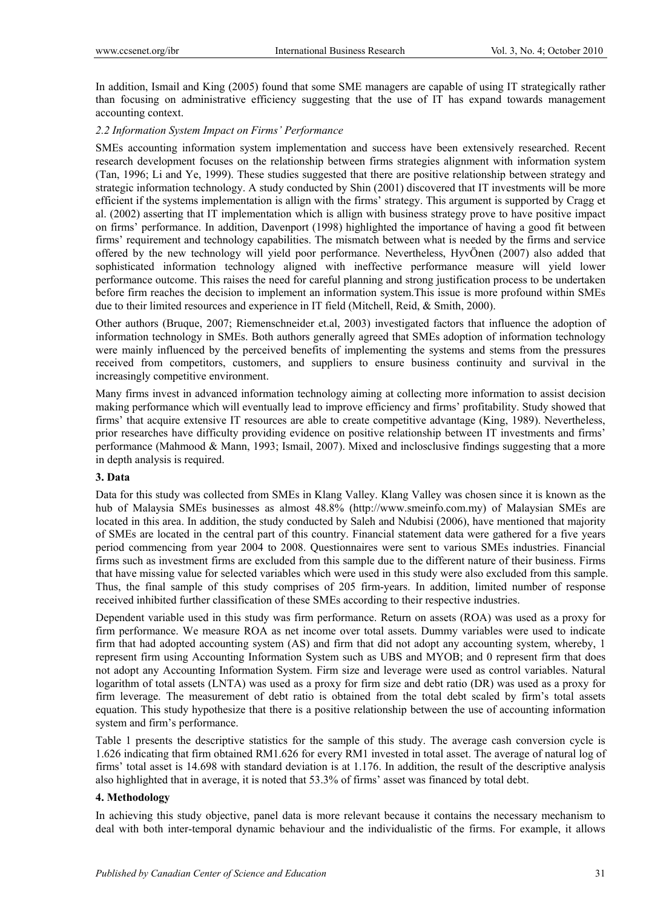In addition, Ismail and King (2005) found that some SME managers are capable of using IT strategically rather than focusing on administrative efficiency suggesting that the use of IT has expand towards management accounting context.

### *2.2 Information System Impact on Firms' Performance*

SMEs accounting information system implementation and success have been extensively researched. Recent research development focuses on the relationship between firms strategies alignment with information system (Tan, 1996; Li and Ye, 1999). These studies suggested that there are positive relationship between strategy and strategic information technology. A study conducted by Shin (2001) discovered that IT investments will be more efficient if the systems implementation is allign with the firms' strategy. This argument is supported by Cragg et al. (2002) asserting that IT implementation which is allign with business strategy prove to have positive impact on firms' performance. In addition, Davenport (1998) highlighted the importance of having a good fit between firms' requirement and technology capabilities. The mismatch between what is needed by the firms and service offered by the new technology will yield poor performance. Nevertheless, HyvÖnen (2007) also added that sophisticated information technology aligned with ineffective performance measure will yield lower performance outcome. This raises the need for careful planning and strong justification process to be undertaken before firm reaches the decision to implement an information system.This issue is more profound within SMEs due to their limited resources and experience in IT field (Mitchell, Reid, & Smith, 2000).

Other authors (Bruque, 2007; Riemenschneider et.al, 2003) investigated factors that influence the adoption of information technology in SMEs. Both authors generally agreed that SMEs adoption of information technology were mainly influenced by the perceived benefits of implementing the systems and stems from the pressures received from competitors, customers, and suppliers to ensure business continuity and survival in the increasingly competitive environment.

Many firms invest in advanced information technology aiming at collecting more information to assist decision making performance which will eventually lead to improve efficiency and firms' profitability. Study showed that firms' that acquire extensive IT resources are able to create competitive advantage (King, 1989). Nevertheless, prior researches have difficulty providing evidence on positive relationship between IT investments and firms' performance (Mahmood & Mann, 1993; Ismail, 2007). Mixed and inclosclusive findings suggesting that a more in depth analysis is required.

## **3. Data**

Data for this study was collected from SMEs in Klang Valley. Klang Valley was chosen since it is known as the hub of Malaysia SMEs businesses as almost 48.8% (http://www.smeinfo.com.my) of Malaysian SMEs are located in this area. In addition, the study conducted by Saleh and Ndubisi (2006), have mentioned that majority of SMEs are located in the central part of this country. Financial statement data were gathered for a five years period commencing from year 2004 to 2008. Questionnaires were sent to various SMEs industries. Financial firms such as investment firms are excluded from this sample due to the different nature of their business. Firms that have missing value for selected variables which were used in this study were also excluded from this sample. Thus, the final sample of this study comprises of 205 firm-years. In addition, limited number of response received inhibited further classification of these SMEs according to their respective industries.

Dependent variable used in this study was firm performance. Return on assets (ROA) was used as a proxy for firm performance. We measure ROA as net income over total assets. Dummy variables were used to indicate firm that had adopted accounting system (AS) and firm that did not adopt any accounting system, whereby, 1 represent firm using Accounting Information System such as UBS and MYOB; and 0 represent firm that does not adopt any Accounting Information System. Firm size and leverage were used as control variables. Natural logarithm of total assets (LNTA) was used as a proxy for firm size and debt ratio (DR) was used as a proxy for firm leverage. The measurement of debt ratio is obtained from the total debt scaled by firm's total assets equation. This study hypothesize that there is a positive relationship between the use of accounting information system and firm's performance.

Table 1 presents the descriptive statistics for the sample of this study. The average cash conversion cycle is 1.626 indicating that firm obtained RM1.626 for every RM1 invested in total asset. The average of natural log of firms' total asset is 14.698 with standard deviation is at 1.176. In addition, the result of the descriptive analysis also highlighted that in average, it is noted that 53.3% of firms' asset was financed by total debt.

## **4. Methodology**

In achieving this study objective, panel data is more relevant because it contains the necessary mechanism to deal with both inter-temporal dynamic behaviour and the individualistic of the firms. For example, it allows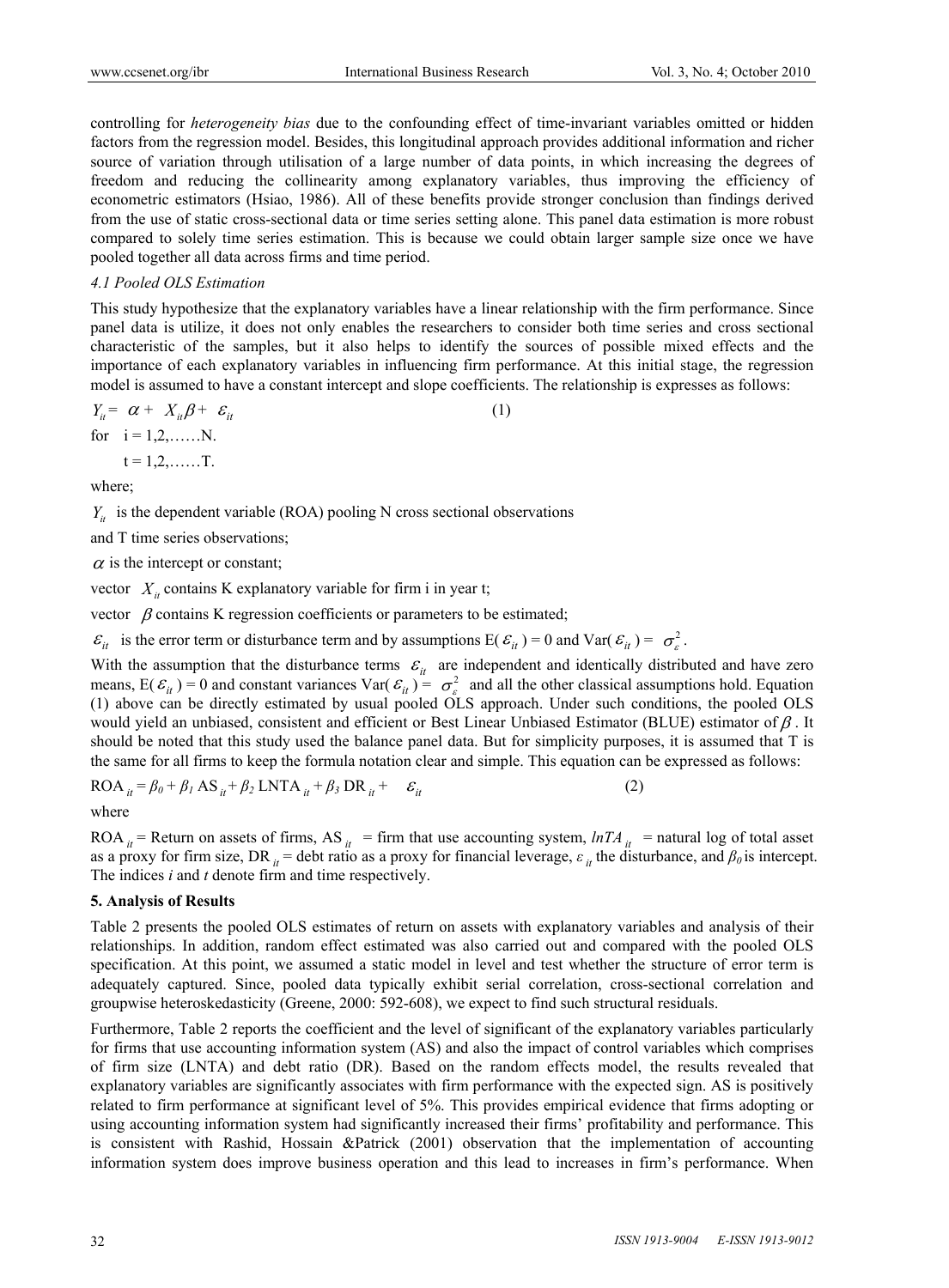controlling for *heterogeneity bias* due to the confounding effect of time-invariant variables omitted or hidden factors from the regression model. Besides, this longitudinal approach provides additional information and richer source of variation through utilisation of a large number of data points, in which increasing the degrees of freedom and reducing the collinearity among explanatory variables, thus improving the efficiency of econometric estimators (Hsiao, 1986). All of these benefits provide stronger conclusion than findings derived from the use of static cross-sectional data or time series setting alone. This panel data estimation is more robust compared to solely time series estimation. This is because we could obtain larger sample size once we have pooled together all data across firms and time period.

*4.1 Pooled OLS Estimation*

This study hypothesize that the explanatory variables have a linear relationship with the firm performance. Since panel data is utilize, it does not only enables the researchers to consider both time series and cross sectional characteristic of the samples, but it also helps to identify the sources of possible mixed effects and the importance of each explanatory variables in influencing firm performance. At this initial stage, the regression model is assumed to have a constant intercept and slope coefficients. The relationship is expresses as follows:

$$Y_{it} = \alpha + X_{it}\beta + \varepsilon_{it} \tag{1}$$

for $i = 1,2,\ldots\ldots N$.

$t = 1,2,\ldots\ldots T$.

where;

$Y_{it}$ is the dependent variable (ROA) pooling N cross sectional observations and T time series observations;

$\alpha$ is the intercept or constant;

vector $X_{it}$ contains K explanatory variable for firm i in year t;

vector $\beta$ contains K regression coefficients or parameters to be estimated;

$\varepsilon_{it}$ is the error term or disturbance term and by assumptions $E(\varepsilon_{it}) = 0$ and $Var(\varepsilon_{it}) = \sigma_{\varepsilon}^2$.

With the assumption that the disturbance terms $\varepsilon_{it}$ are independent and identically distributed and have zero means, $E(\varepsilon_{it}) = 0$ and constant variances $Var(\varepsilon_{it}) = \sigma_{\varepsilon}^2$ and all the other classical assumptions hold. Equation (1) above can be directly estimated by usual pooled OLS approach. Under such conditions, the pooled OLS would yield an unbiased, consistent and efficient or Best Linear Unbiased Estimator (BLUE) estimator of $\beta$. It should be noted that this study used the balance panel data. But for simplicity purposes, it is assumed that T is the same for all firms to keep the formula notation clear and simple. This equation can be expressed as follows:

$$ROA_{it} = \beta_0 + \beta_1 AS_{it} + \beta_2 LNTA_{it} + \beta_3 DR_{it} + \varepsilon_{it} \tag{2}$$

where

$ROA_{it}$ = Return on assets of firms, $AS_{it}$ = firm that use accounting system, $lnTA_{it}$ = natural log of total asset as a proxy for firm size, $DR_{it}$ = debt ratio as a proxy for financial leverage, $\varepsilon_{it}$ the disturbance, and $\beta_0$ is intercept. The indices *i* and *t* denote firm and time respectively.

## 5. Analysis of Results

Table 2 presents the pooled OLS estimates of return on assets with explanatory variables and analysis of their relationships. In addition, random effect estimated was also carried out and compared with the pooled OLS specification. At this point, we assumed a static model in level and test whether the structure of error term is adequately captured. Since, pooled data typically exhibit serial correlation, cross-sectional correlation and groupwise heteroskedasticity (Greene, 2000: 592-608), we expect to find such structural residuals.

Furthermore, Table 2 reports the coefficient and the level of significant of the explanatory variables particularly for firms that use accounting information system (AS) and also the impact of control variables which comprises of firm size (LNTA) and debt ratio (DR). Based on the random effects model, the results revealed that explanatory variables are significantly associates with firm performance with the expected sign. AS is positively related to firm performance at significant level of 5%. This provides empirical evidence that firms adopting or using accounting information system had significantly increased their firms' profitability and performance. This is consistent with Rashid, Hossain &Patrick (2001) observation that the implementation of accounting information system does improve business operation and this lead to increases in firm's performance. When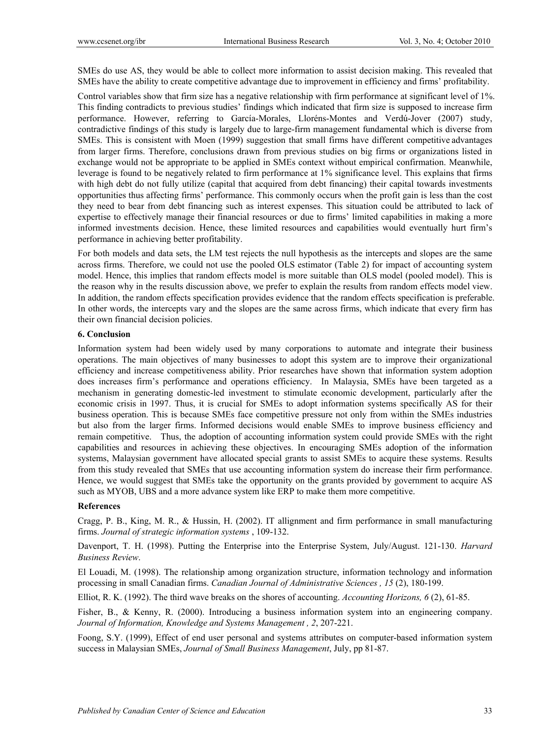SMEs do use AS, they would be able to collect more information to assist decision making. This revealed that SMEs have the ability to create competitive advantage due to improvement in efficiency and firms' profitability.

Control variables show that firm size has a negative relationship with firm performance at significant level of 1%. This finding contradicts to previous studies' findings which indicated that firm size is supposed to increase firm performance. However, referring to García-Morales, Lloréns-Montes and Verdú-Jover (2007) study, contradictive findings of this study is largely due to large-firm management fundamental which is diverse from SMEs. This is consistent with Moen (1999) suggestion that small firms have different competitive advantages from larger firms. Therefore, conclusions drawn from previous studies on big firms or organizations listed in exchange would not be appropriate to be applied in SMEs context without empirical confirmation. Meanwhile, leverage is found to be negatively related to firm performance at 1% significance level. This explains that firms with high debt do not fully utilize (capital that acquired from debt financing) their capital towards investments opportunities thus affecting firms' performance. This commonly occurs when the profit gain is less than the cost they need to bear from debt financing such as interest expenses. This situation could be attributed to lack of expertise to effectively manage their financial resources or due to firms' limited capabilities in making a more informed investments decision. Hence, these limited resources and capabilities would eventually hurt firm's performance in achieving better profitability.

For both models and data sets, the LM test rejects the null hypothesis as the intercepts and slopes are the same across firms. Therefore, we could not use the pooled OLS estimator (Table 2) for impact of accounting system model. Hence, this implies that random effects model is more suitable than OLS model (pooled model). This is the reason why in the results discussion above, we prefer to explain the results from random effects model view. In addition, the random effects specification provides evidence that the random effects specification is preferable. In other words, the intercepts vary and the slopes are the same across firms, which indicate that every firm has their own financial decision policies.

## 6. Conclusion

Information system had been widely used by many corporations to automate and integrate their business operations. The main objectives of many businesses to adopt this system are to improve their organizational efficiency and increase competitiveness ability. Prior researches have shown that information system adoption does increases firm's performance and operations efficiency. In Malaysia, SMEs have been targeted as a mechanism in generating domestic-led investment to stimulate economic development, particularly after the economic crisis in 1997. Thus, it is crucial for SMEs to adopt information systems specifically AS for their business operation. This is because SMEs face competitive pressure not only from within the SMEs industries but also from the larger firms. Informed decisions would enable SMEs to improve business efficiency and remain competitive. Thus, the adoption of accounting information system could provide SMEs with the right capabilities and resources in achieving these objectives. In encouraging SMEs adoption of the information systems, Malaysian government have allocated special grants to assist SMEs to acquire these systems. Results from this study revealed that SMEs that use accounting information system do increase their firm performance. Hence, we would suggest that SMEs take the opportunity on the grants provided by government to acquire AS such as MYOB, UBS and a more advance system like ERP to make them more competitive.

## References

Cragg, P. B., King, M. R., & Hussin, H. (2002). IT allignment and firm performance in small manufacturing firms. *Journal of strategic information systems* , 109-132.

Davenport, T. H. (1998). Putting the Enterprise into the Enterprise System, July/August. 121-130. *Harvard Business Review*.

El Louadi, M. (1998). The relationship among organization structure, information technology and information processing in small Canadian firms. *Canadian Journal of Administrative Sciences , 15* (2), 180-199.

Elliot, R. K. (1992). The third wave breaks on the shores of accounting. *Accounting Horizons, 6* (2), 61-85.

Fisher, B., & Kenny, R. (2000). Introducing a business information system into an engineering company. *Journal of Information, Knowledge and Systems Management , 2*, 207-221.

Foong, S.Y. (1999), Effect of end user personal and systems attributes on computer-based information system success in Malaysian SMEs, *Journal of Small Business Management*, July, pp 81-87.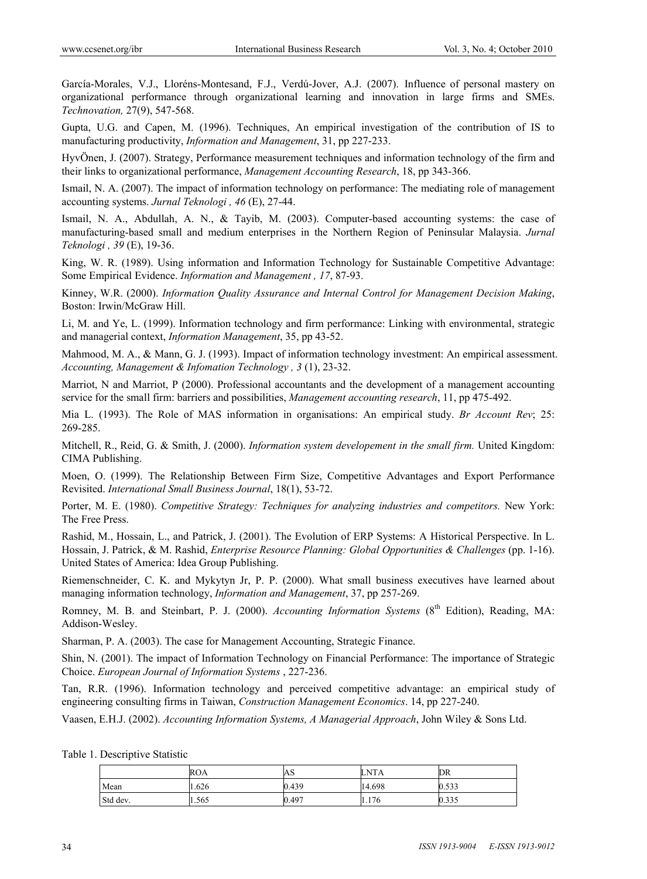García-Morales, V.J., Lloréns-Montesand, F.J., Verdú-Jover, A.J. (2007). Influence of personal mastery on organizational performance through organizational learning and innovation in large firms and SMEs. *Technovation,* 27(9), 547-568.

Gupta, U.G. and Capen, M. (1996). Techniques, An empirical investigation of the contribution of IS to manufacturing productivity, *Information and Management*, 31, pp 227-233.

HyvÖnen, J. (2007). Strategy, Performance measurement techniques and information technology of the firm and their links to organizational performance, *Management Accounting Research*, 18, pp 343-366.

Ismail, N. A. (2007). The impact of information technology on performance: The mediating role of management accounting systems. *Jurnal Teknologi , 46* (E), 27-44.

Ismail, N. A., Abdullah, A. N., & Tayib, M. (2003). Computer-based accounting systems: the case of manufacturing-based small and medium enterprises in the Northern Region of Peninsular Malaysia. *Jurnal Teknologi , 39* (E), 19-36.

King, W. R. (1989). Using information and Information Technology for Sustainable Competitive Advantage: Some Empirical Evidence. *Information and Management , 17*, 87-93.

Kinney, W.R. (2000). *Information Quality Assurance and Internal Control for Management Decision Making*, Boston: Irwin/McGraw Hill.

Li, M. and Ye, L. (1999). Information technology and firm performance: Linking with environmental, strategic and managerial context, *Information Management*, 35, pp 43-52.

Mahmood, M. A., & Mann, G. J. (1993). Impact of information technology investment: An empirical assessment. *Accounting, Management & Infomation Technology , 3* (1), 23-32.

Marriot, N and Marriot, P (2000). Professional accountants and the development of a management accounting service for the small firm: barriers and possibilities, *Management accounting research*, 11, pp 475-492.

Mia L. (1993). The Role of MAS information in organisations: An empirical study. *Br Account Rev*; 25: 269-285.

Mitchell, R., Reid, G. & Smith, J. (2000). *Information system developement in the small firm.* United Kingdom: CIMA Publishing.

Moen, O. (1999). The Relationship Between Firm Size, Competitive Advantages and Export Performance Revisited. *International Small Business Journal*, 18(1), 53-72.

Porter, M. E. (1980). *Competitive Strategy: Techniques for analyzing industries and competitors.* New York: The Free Press.

Rashid, M., Hossain, L., and Patrick, J. (2001). The Evolution of ERP Systems: A Historical Perspective. In L. Hossain, J. Patrick, & M. Rashid, *Enterprise Resource Planning: Global Opportunities & Challenges* (pp. 1-16). United States of America: Idea Group Publishing.

Riemenschneider, C. K. and Mykytyn Jr, P. P. (2000). What small business executives have learned about managing information technology, *Information and Management*, 37, pp 257-269.

Romney, M. B. and Steinbart, P. J. (2000). *Accounting Information Systems* (8th Edition), Reading, MA: Addison-Wesley.

Sharman, P. A. (2003). The case for Management Accounting, Strategic Finance.

Shin, N. (2001). The impact of Information Technology on Financial Performance: The importance of Strategic Choice. *European Journal of Information Systems* , 227-236.

Tan, R.R. (1996). Information technology and perceived competitive advantage: an empirical study of engineering consulting firms in Taiwan, *Construction Management Economics*. 14, pp 227-240.

Vaasen, E.H.J. (2002). *Accounting Information Systems, A Managerial Approach*, John Wiley & Sons Ltd.

Table 1. Descriptive Statistic

| | ROA | AS | LNTA | DR |
|---|---|---|---|---|
| Mean | 1.626 | 0.439 | 14.698 | 0.533 |
| Std dev. | 1.565 | 0.497 | 1.176 | 0.335 |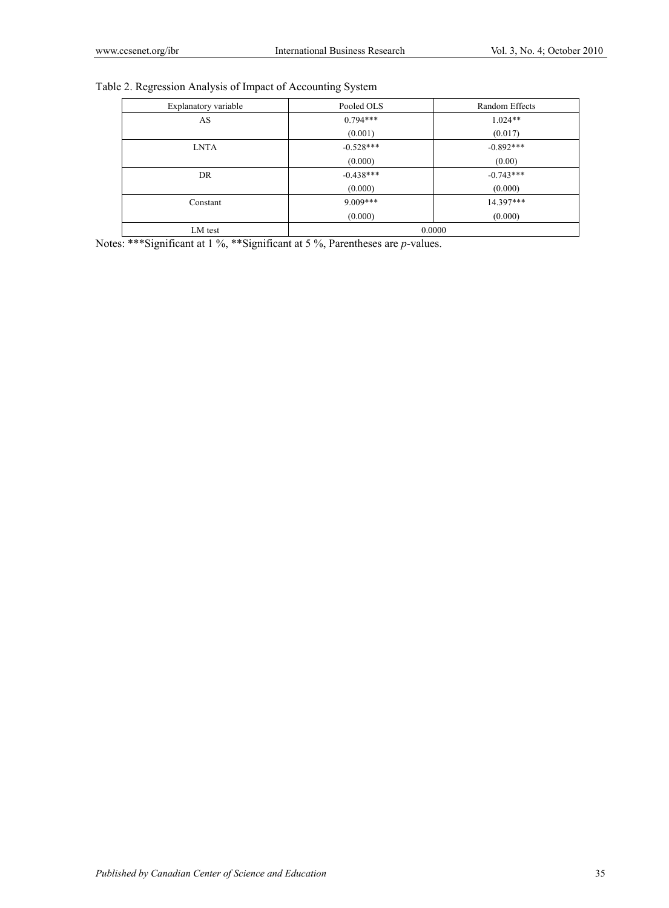Table 2. Regression Analysis of Impact of Accounting System

| Explanatory variable | Pooled OLS | Random Effects |
|---|---|---|
| AS | 0.794*** | 1.024** |
| | (0.001) | (0.017) |
| LNTA | -0.528*** | -0.892*** |
| | (0.000) | (0.00) |
| DR | -0.438*** | -0.743*** |
| | (0.000) | (0.000) |
| Constant | 9.009*** | 14.397*** |
| | (0.000) | (0.000) |
| LM test | 0.0000 | |

Notes: ***Significant at 1 %, **Significant at 5 %, Parentheses are *p*-values.